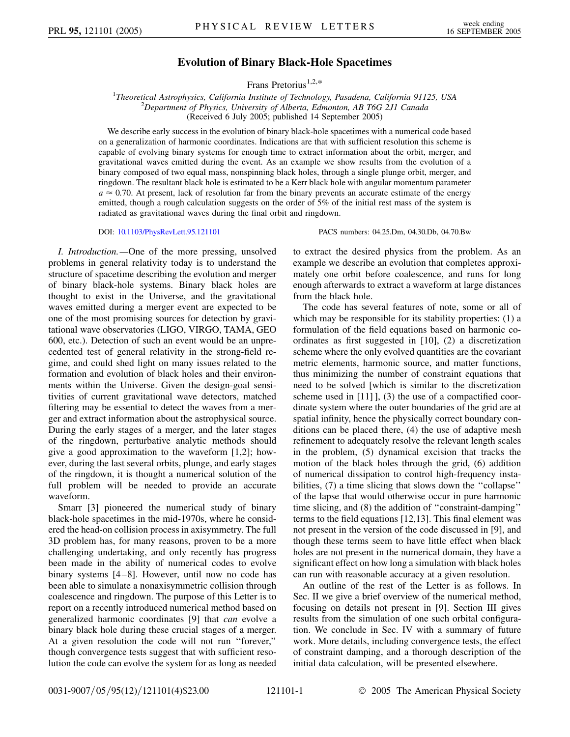# Evolution of Binary Black-Hole Spacetimes

Frans Pretorius[1,2,*]

[1] *Theoretical Astrophysics, California Institute of Technology, Pasadena, California 91125, USA*
[2] *Department of Physics, University of Alberta, Edmonton, AB T6G 2J1 Canada*
(Received 6 July 2005; published 14 September 2005)

We describe early success in the evolution of binary black-hole spacetimes with a numerical code based on a generalization of harmonic coordinates. Indications are that with sufficient resolution this scheme is capable of evolving binary systems for enough time to extract information about the orbit, merger, and gravitational waves emitted during the event. As an example we show results from the evolution of a binary composed of two equal mass, nonspinning black holes, through a single plunge orbit, merger, and ringdown. The resultant black hole is estimated to be a Kerr black hole with angular momentum parameter $a \approx 0.70$. At present, lack of resolution far from the binary prevents an accurate estimate of the energy emitted, though a rough calculation suggests on the order of 5% of the initial rest mass of the system is radiated as gravitational waves during the final orbit and ringdown.

DOI: 10.1103/PhysRevLett.95.121101 PACS numbers: 04.25.Dm, 04.30.Db, 04.70.Bw

*I. Introduction.*—One of the more pressing, unsolved problems in general relativity today is to understand the structure of spacetime describing the evolution and merger of binary black-hole systems. Binary black holes are thought to exist in the Universe, and the gravitational waves emitted during a merger event are expected to be one of the most promising sources for detection by gravitational wave observatories (LIGO, VIRGO, TAMA, GEO 600, etc.). Detection of such an event would be an unprecedented test of general relativity in the strong-field regime, and could shed light on many issues related to the formation and evolution of black holes and their environments within the Universe. Given the design-goal sensitivities of current gravitational wave detectors, matched filtering may be essential to detect the waves from a merger and extract information about the astrophysical source. During the early stages of a merger, and the later stages of the ringdown, perturbative analytic methods should give a good approximation to the waveform [1,2]; however, during the last several orbits, plunge, and early stages of the ringdown, it is thought a numerical solution of the full problem will be needed to provide an accurate waveform.

Smarr [3] pioneered the numerical study of binary black-hole spacetimes in the mid-1970s, where he considered the head-on collision process in axisymmetry. The full 3D problem has, for many reasons, proven to be a more challenging undertaking, and only recently has progress been made in the ability of numerical codes to evolve binary systems [4–8]. However, until now no code has been able to simulate a nonaxisymmetric collision through coalescence and ringdown. The purpose of this Letter is to report on a recently introduced numerical method based on generalized harmonic coordinates [9] that *can* evolve a binary black hole during these crucial stages of a merger. At a given resolution the code will not run "forever," though convergence tests suggest that with sufficient resolution the code can evolve the system for as long as needed to extract the desired physics from the problem. As an example we describe an evolution that completes approximately one orbit before coalescence, and runs for long enough afterwards to extract a waveform at large distances from the black hole.

The code has several features of note, some or all of which may be responsible for its stability properties: (1) a formulation of the field equations based on harmonic coordinates as first suggested in [10], (2) a discretization scheme where the only evolved quantities are the covariant metric elements, harmonic source, and matter functions, thus minimizing the number of constraint equations that need to be solved [which is similar to the discretization scheme used in [11]], (3) the use of a compactified coordinate system where the outer boundaries of the grid are at spatial infinity, hence the physically correct boundary conditions can be placed there, (4) the use of adaptive mesh refinement to adequately resolve the relevant length scales in the problem, (5) dynamical excision that tracks the motion of the black holes through the grid, (6) addition of numerical dissipation to control high-frequency instabilities, (7) a time slicing that slows down the "collapse" of the lapse that would otherwise occur in pure harmonic time slicing, and (8) the addition of "constraint-damping" terms to the field equations [12,13]. This final element was not present in the version of the code discussed in [9], and though these terms seem to have little effect when black holes are not present in the numerical domain, they have a significant effect on how long a simulation with black holes can run with reasonable accuracy at a given resolution.

An outline of the rest of the Letter is as follows. In Sec. II we give a brief overview of the numerical method, focusing on details not present in [9]. Section III gives results from the simulation of one such orbital configuration. We conclude in Sec. IV with a summary of future work. More details, including convergence tests, the effect of constraint damping, and a thorough description of the initial data calculation, will be presented elsewhere.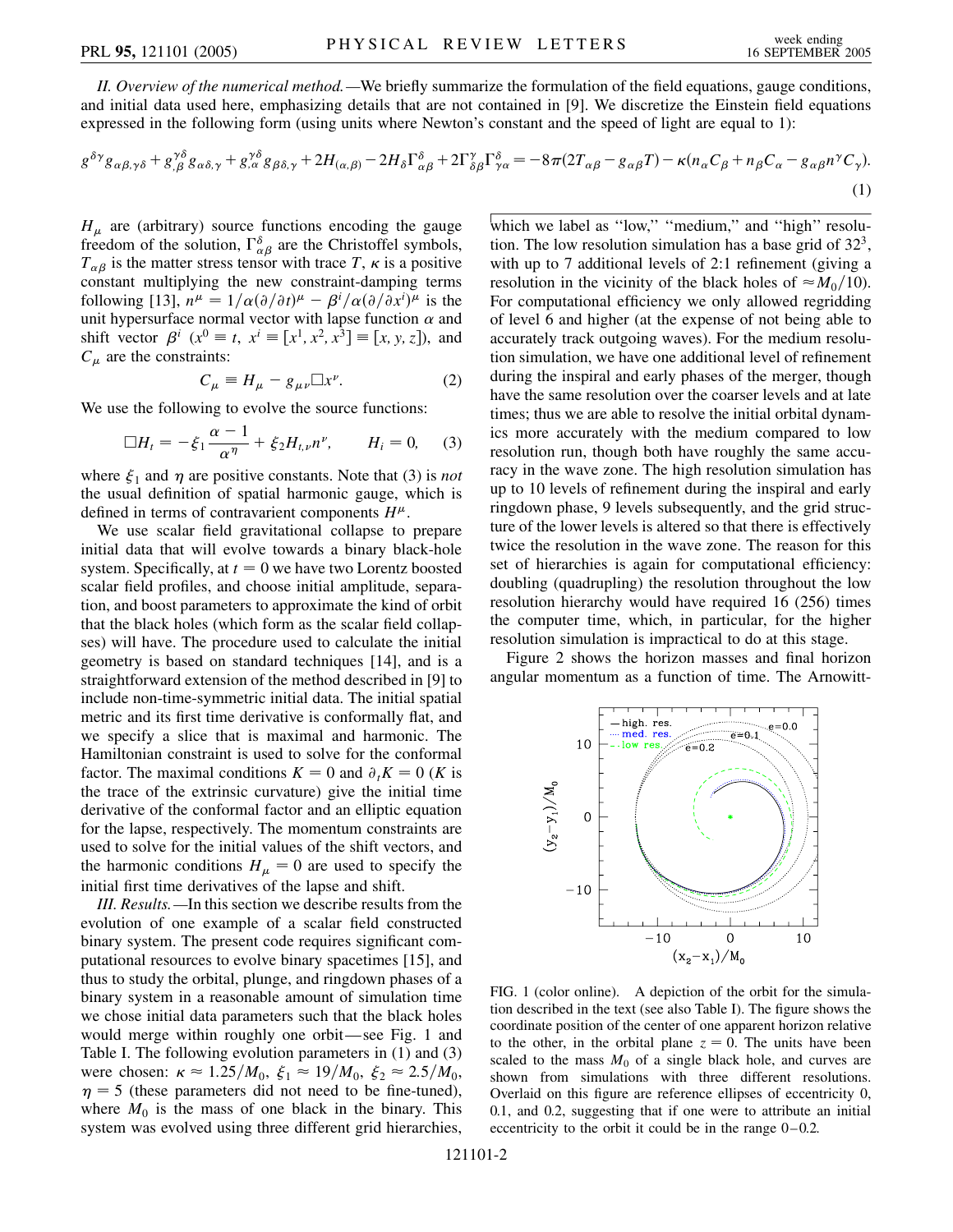*II. Overview of the numerical method.*—We briefly summarize the formulation of the field equations, gauge conditions, and initial data used here, emphasizing details that are not contained in [9]. We discretize the Einstein field equations expressed in the following form (using units where Newton's constant and the speed of light are equal to 1):

$$g^{\delta\gamma}g_{\alpha\beta,\gamma\delta} + g^{\gamma\delta}_{,\beta}g_{\alpha\delta,\gamma} + g^{\gamma\delta}_{,\alpha}g_{\beta\delta,\gamma} + 2H_{(\alpha,\beta)} - 2H_\delta\Gamma^\delta_{\alpha\beta} + 2\Gamma^\gamma_{\delta\beta}\Gamma^\delta_{\gamma\alpha} = -8\pi(2T_{\alpha\beta} - g_{\alpha\beta}T) - \kappa(n_\alpha C_\beta + n_\beta C_\alpha - g_{\alpha\beta}n^\gamma C_\gamma). \quad (1)$$

$H_\mu$ are (arbitrary) source functions encoding the gauge freedom of the solution, $\Gamma^\delta_{\alpha\beta}$ are the Christoffel symbols, $T_{\alpha\beta}$ is the matter stress tensor with trace $T$, $\kappa$ is a positive constant multiplying the new constraint-damping terms following [13], $n^\mu = 1/\alpha(\partial/\partial t)^\mu - \beta^i/\alpha(\partial/\partial x^i)^\mu$ is the unit hypersurface normal vector with lapse function $\alpha$ and shift vector $\beta^i$ ($x^0 \equiv t$, $x^i \equiv [x^1, x^2, x^3] \equiv [x, y, z]$), and $C_\mu$ are the constraints:

$$C_\mu \equiv H_\mu - g_{\mu\nu}\Box x^\nu. \quad (2)$$

We use the following to evolve the source functions:

$$\Box H_t = -\xi_1 \frac{\alpha - 1}{\alpha^\eta} + \xi_2 H_{t,\nu}n^\nu, \qquad H_i = 0, \quad (3)$$

where $\xi_1$ and $\eta$ are positive constants. Note that (3) is *not* the usual definition of spatial harmonic gauge, which is defined in terms of contravarient components $H^\mu$.

We use scalar field gravitational collapse to prepare initial data that will evolve towards a binary black-hole system. Specifically, at $t = 0$ we have two Lorentz boosted scalar field profiles, and choose initial amplitude, separation, and boost parameters to approximate the kind of orbit that the black holes (which form as the scalar field collapses) will have. The procedure used to calculate the initial geometry is based on standard techniques [14], and is a straightforward extension of the method described in [9] to include non-time-symmetric initial data. The initial spatial metric and its first time derivative is conformally flat, and we specify a slice that is maximal and harmonic. The Hamiltonian constraint is used to solve for the conformal factor. The maximal conditions $K = 0$ and $\partial_t K = 0$ ($K$ is the trace of the extrinsic curvature) give the initial time derivative of the conformal factor and an elliptic equation for the lapse, respectively. The momentum constraints are used to solve for the initial values of the shift vectors, and the harmonic conditions $H_\mu = 0$ are used to specify the initial first time derivatives of the lapse and shift.

*III. Results.*—In this section we describe results from the evolution of one example of a scalar field constructed binary system. The present code requires significant computational resources to evolve binary spacetimes [15], and thus to study the orbital, plunge, and ringdown phases of a binary system in a reasonable amount of simulation time we chose initial data parameters such that the black holes would merge within roughly one orbit—see Fig. 1 and Table I. The following evolution parameters in (1) and (3) were chosen: $\kappa \approx 1.25/M_0$, $\xi_1 \approx 19/M_0$, $\xi_2 \approx 2.5/M_0$, $\eta = 5$ (these parameters did not need to be fine-tuned), where $M_0$ is the mass of one black in the binary. This system was evolved using three different grid hierarchies, which we label as "low," "medium," and "high" resolution. The low resolution simulation has a base grid of $32^3$, with up to 7 additional levels of 2:1 refinement (giving a resolution in the vicinity of the black holes of $\approx M_0/10$). For computational efficiency we only allowed regridding of level 6 and higher (at the expense of not being able to accurately track outgoing waves). For the medium resolution simulation, we have one additional level of refinement during the inspiral and early phases of the merger, though have the same resolution over the coarser levels and at late times; thus we are able to resolve the initial orbital dynamics more accurately with the medium compared to low resolution run, though both have roughly the same accuracy in the wave zone. The high resolution simulation has up to 10 levels of refinement during the inspiral and early ringdown phase, 9 levels subsequently, and the grid structure of the lower levels is altered so that there is effectively twice the resolution in the wave zone. The reason for this set of hierarchies is again for computational efficiency: doubling (quadrupling) the resolution throughout the low resolution hierarchy would have required 16 (256) times the computer time, which, in particular, for the higher resolution simulation is impractical to do at this stage.

Figure 2 shows the horizon masses and final horizon angular momentum as a function of time. The Arnowitt-

FIG. 1 (color online). A depiction of the orbit for the simulation described in the text (see also Table I). The figure shows the coordinate position of the center of one apparent horizon relative to the other, in the orbital plane $z = 0$. The units have been scaled to the mass $M_0$ of a single black hole, and curves are shown from simulations with three different resolutions. Overlaid on this figure are reference ellipses of eccentricity 0, 0.1, and 0.2, suggesting that if one were to attribute an initial eccentricity to the orbit it could be in the range 0–0.2.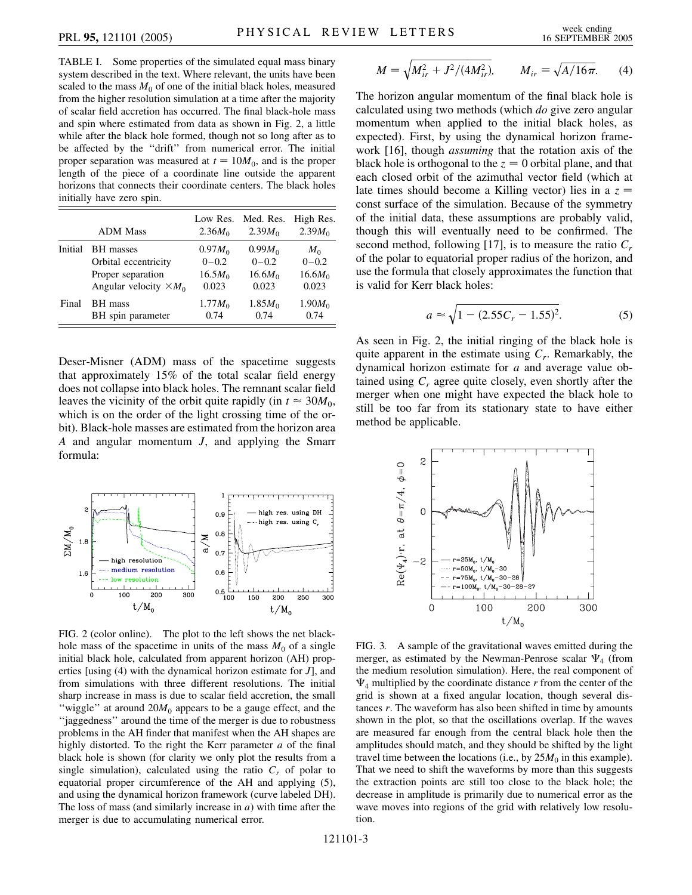TABLE I. Some properties of the simulated equal mass binary system described in the text. Where relevant, the units have been scaled to the mass $M_0$ of one of the initial black holes, measured from the higher resolution simulation at a time after the majority of scalar field accretion has occurred. The final black-hole mass and spin where estimated from data as shown in Fig. 2, a little while after the black hole formed, though not so long after as to be affected by the "drift" from numerical error. The initial proper separation was measured at $t = 10M_0$, and is the proper length of the piece of a coordinate line outside the apparent horizons that connects their coordinate centers. The black holes initially have zero spin.

| | ADM Mass | Low Res. $2.36M_0$ | Med. Res. $2.39M_0$ | High Res. $2.39M_0$ |
|---|---|---|---|---|
| Initial | BH masses | $0.97M_0$ | $0.99M_0$ | $M_0$ |
| | Orbital eccentricity | 0–0.2 | 0–0.2 | 0–0.2 |
| | Proper separation | $16.5M_0$ | $16.6M_0$ | $16.6M_0$ |
| | Angular velocity $\times M_0$ | 0.023 | 0.023 | 0.023 |
| Final | BH mass | $1.77M_0$ | $1.85M_0$ | $1.90M_0$ |
| | BH spin parameter | 0.74 | 0.74 | 0.74 |

Deser-Misner (ADM) mass of the spacetime suggests that approximately 15% of the total scalar field energy does not collapse into black holes. The remnant scalar field leaves the vicinity of the orbit quite rapidly (in $t \approx 30M_0$, which is on the order of the light crossing time of the orbit). Black-hole masses are estimated from the horizon area $A$ and angular momentum $J$, and applying the Smarr formula:

$$M = \sqrt{M_{ir}^2 + J^2/(4M_{ir}^2)}, \qquad M_{ir} \equiv \sqrt{A/16\pi}. \tag{4}$$

The horizon angular momentum of the final black hole is calculated using two methods (which *do* give zero angular momentum when applied to the initial black holes, as expected). First, by using the dynamical horizon framework [16], though *assuming* that the rotation axis of the black hole is orthogonal to the $z = 0$ orbital plane, and that each closed orbit of the azimuthal vector field (which at late times should become a Killing vector) lies in a $z =$ const surface of the simulation. Because of the symmetry of the initial data, these assumptions are probably valid, though this will eventually need to be confirmed. The second method, following [17], is to measure the ratio $C_r$ of the polar to equatorial proper radius of the horizon, and use the formula that closely approximates the function that is valid for Kerr black holes:

$$a \approx \sqrt{1 - (2.55C_r - 1.55)^2}. \tag{5}$$

As seen in Fig. 2, the initial ringing of the black hole is quite apparent in the estimate using $C_r$. Remarkably, the dynamical horizon estimate for $a$ and average value obtained using $C_r$ agree quite closely, even shortly after the merger when one might have expected the black hole to still be too far from its stationary state to have either method be applicable.

FIG. 2 (color online). The plot to the left shows the net black-hole mass of the spacetime in units of the mass $M_0$ of a single initial black hole, calculated from apparent horizon (AH) properties [using (4) with the dynamical horizon estimate for $J$], and from simulations with three different resolutions. The initial sharp increase in mass is due to scalar field accretion, the small "wiggle" at around $20M_0$ appears to be a gauge effect, and the "jaggedness" around the time of the merger is due to robustness problems in the AH finder that manifest when the AH shapes are highly distorted. To the right the Kerr parameter $a$ of the final black hole is shown (for clarity we only plot the results from a single simulation), calculated using the ratio $C_r$ of polar to equatorial proper circumference of the AH and applying (5), and using the dynamical horizon framework (curve labeled DH). The loss of mass (and similarly increase in $a$) with time after the merger is due to accumulating numerical error.

FIG. 3. A sample of the gravitational waves emitted during the merger, as estimated by the Newman-Penrose scalar $\Psi_4$ (from the medium resolution simulation). Here, the real component of $\Psi_4$ multiplied by the coordinate distance $r$ from the center of the grid is shown at a fixed angular location, though several distances $r$. The waveform has also been shifted in time by amounts shown in the plot, so that the oscillations overlap. If the waves are measured far enough from the central black hole then the amplitudes should match, and they should be shifted by the light travel time between the locations (i.e., by $25M_0$ in this example). That we need to shift the waveforms by more than this suggests the extraction points are still too close to the black hole; the decrease in amplitude is primarily due to numerical error as the wave moves into regions of the grid with relatively low resolution.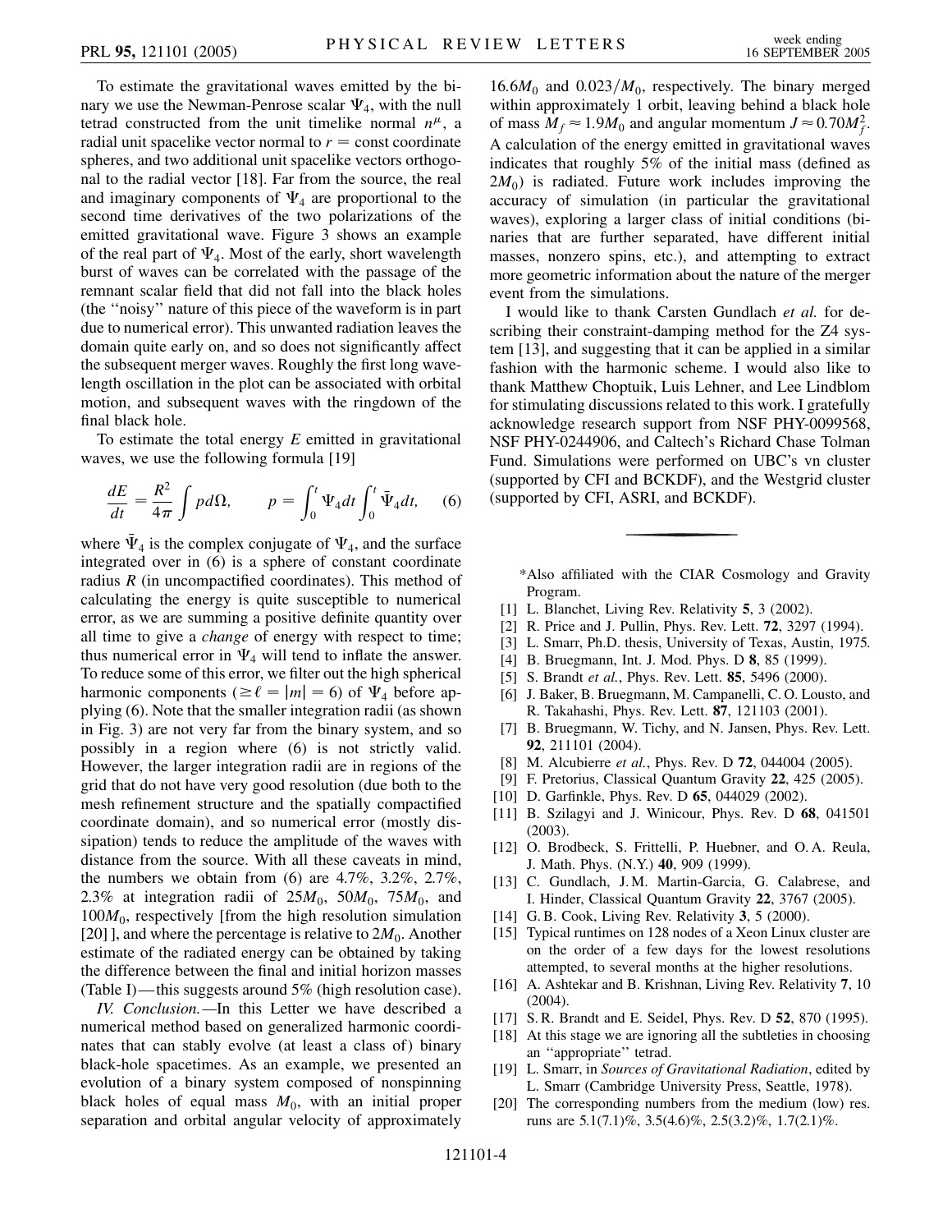To estimate the gravitational waves emitted by the binary we use the Newman-Penrose scalar $\Psi_4$, with the null tetrad constructed from the unit timelike normal $n^\mu$, a radial unit spacelike vector normal to $r = $ const coordinate spheres, and two additional unit spacelike vectors orthogonal to the radial vector [18]. Far from the source, the real and imaginary components of $\Psi_4$ are proportional to the second time derivatives of the two polarizations of the emitted gravitational wave. Figure 3 shows an example of the real part of $\Psi_4$. Most of the early, short wavelength burst of waves can be correlated with the passage of the remnant scalar field that did not fall into the black holes (the ''noisy'' nature of this piece of the waveform is in part due to numerical error). This unwanted radiation leaves the domain quite early on, and so does not significantly affect the subsequent merger waves. Roughly the first long wavelength oscillation in the plot can be associated with orbital motion, and subsequent waves with the ringdown of the final black hole.

To estimate the total energy $E$ emitted in gravitational waves, we use the following formula [19]

$$\frac{dE}{dt} = \frac{R^2}{4\pi}\int p d\Omega, \qquad p = \int_0^t \Psi_4 dt \int_0^t \bar{\Psi}_4 dt, \quad (6)$$

where $\bar{\Psi}_4$ is the complex conjugate of $\Psi_4$, and the surface integrated over in (6) is a sphere of constant coordinate radius $R$ (in uncompactified coordinates). This method of calculating the energy is quite susceptible to numerical error, as we are summing a positive definite quantity over all time to give a *change* of energy with respect to time; thus numerical error in $\Psi_4$ will tend to inflate the answer. To reduce some of this error, we filter out the high spherical harmonic components ($\geq \ell = |m| = 6$) of $\Psi_4$ before applying (6). Note that the smaller integration radii (as shown in Fig. 3) are not very far from the binary system, and so possibly in a region where (6) is not strictly valid. However, the larger integration radii are in regions of the grid that do not have very good resolution (due both to the mesh refinement structure and the spatially compactified coordinate domain), and so numerical error (mostly dissipation) tends to reduce the amplitude of the waves with distance from the source. With all these caveats in mind, the numbers we obtain from (6) are 4.7%, 3.2%, 2.7%, 2.3% at integration radii of $25M_0$, $50M_0$, $75M_0$, and $100M_0$, respectively [from the high resolution simulation [20]], and where the percentage is relative to $2M_0$. Another estimate of the radiated energy can be obtained by taking the difference between the final and initial horizon masses (Table I)—this suggests around 5% (high resolution case).

*IV. Conclusion.*—In this Letter we have described a numerical method based on generalized harmonic coordinates that can stably evolve (at least a class of) binary black-hole spacetimes. As an example, we presented an evolution of a binary system composed of nonspinning black holes of equal mass $M_0$, with an initial proper separation and orbital angular velocity of approximately $16.6M_0$ and $0.023/M_0$, respectively. The binary merged within approximately 1 orbit, leaving behind a black hole of mass $M_f \approx 1.9M_0$ and angular momentum $J \approx 0.70M_f^2$. A calculation of the energy emitted in gravitational waves indicates that roughly 5% of the initial mass (defined as $2M_0$) is radiated. Future work includes improving the accuracy of simulation (in particular the gravitational waves), exploring a larger class of initial conditions (binaries that are further separated, have different initial masses, nonzero spins, etc.), and attempting to extract more geometric information about the nature of the merger event from the simulations.

I would like to thank Carsten Gundlach *et al.* for describing their constraint-damping method for the Z4 system [13], and suggesting that it can be applied in a similar fashion with the harmonic scheme. I would also like to thank Matthew Choptuik, Luis Lehner, and Lee Lindblom for stimulating discussions related to this work. I gratefully acknowledge research support from NSF PHY-0099568, NSF PHY-0244906, and Caltech's Richard Chase Tolman Fund. Simulations were performed on UBC's vn cluster (supported by CFI and BCKDF), and the Westgrid cluster (supported by CFI, ASRI, and BCKDF).

---

*Also affiliated with the CIAR Cosmology and Gravity Program.

[1] L. Blanchet, Living Rev. Relativity **5**, 3 (2002).
[2] R. Price and J. Pullin, Phys. Rev. Lett. **72**, 3297 (1994).
[3] L. Smarr, Ph.D. thesis, University of Texas, Austin, 1975.
[4] B. Bruegmann, Int. J. Mod. Phys. D **8**, 85 (1999).
[5] S. Brandt *et al.*, Phys. Rev. Lett. **85**, 5496 (2000).
[6] J. Baker, B. Bruegmann, M. Campanelli, C. O. Lousto, and R. Takahashi, Phys. Rev. Lett. **87**, 121103 (2001).
[7] B. Bruegmann, W. Tichy, and N. Jansen, Phys. Rev. Lett. **92**, 211101 (2004).
[8] M. Alcubierre *et al.*, Phys. Rev. D **72**, 044004 (2005).
[9] F. Pretorius, Classical Quantum Gravity **22**, 425 (2005).
[10] D. Garfinkle, Phys. Rev. D **65**, 044029 (2002).
[11] B. Szilagyi and J. Winicour, Phys. Rev. D **68**, 041501 (2003).
[12] O. Brodbeck, S. Frittelli, P. Huebner, and O. A. Reula, J. Math. Phys. (N.Y.) **40**, 909 (1999).
[13] C. Gundlach, J. M. Martin-Garcia, G. Calabrese, and I. Hinder, Classical Quantum Gravity **22**, 3767 (2005).
[14] G. B. Cook, Living Rev. Relativity **3**, 5 (2000).
[15] Typical runtimes on 128 nodes of a Xeon Linux cluster are on the order of a few days for the lowest resolutions attempted, to several months at the higher resolutions.
[16] A. Ashtekar and B. Krishnan, Living Rev. Relativity **7**, 10 (2004).
[17] S. R. Brandt and E. Seidel, Phys. Rev. D **52**, 870 (1995).
[18] At this stage we are ignoring all the subtleties in choosing an ''appropriate'' tetrad.
[19] L. Smarr, in *Sources of Gravitational Radiation*, edited by L. Smarr (Cambridge University Press, Seattle, 1978).
[20] The corresponding numbers from the medium (low) res. runs are 5.1(7.1)%, 3.5(4.6)%, 2.5(3.2)%, 1.7(2.1)%.